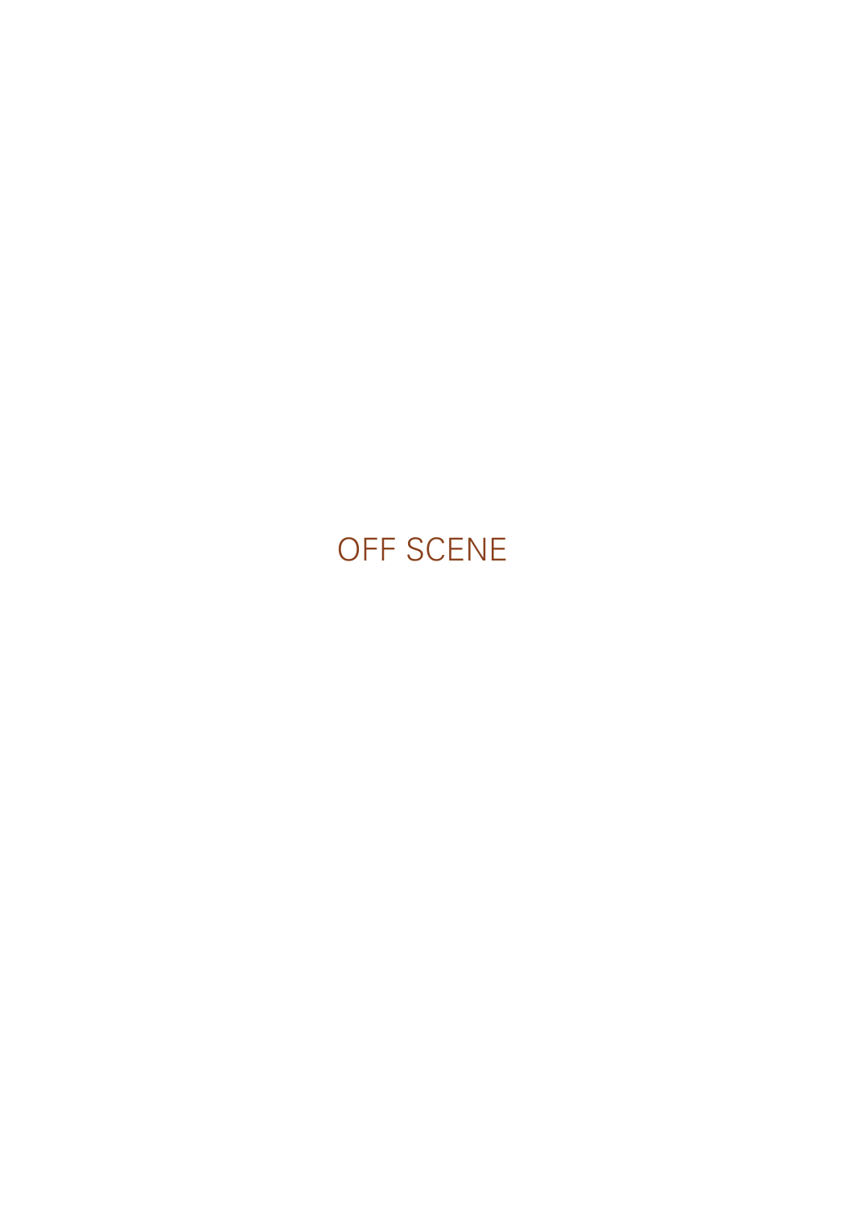# OFF SCENE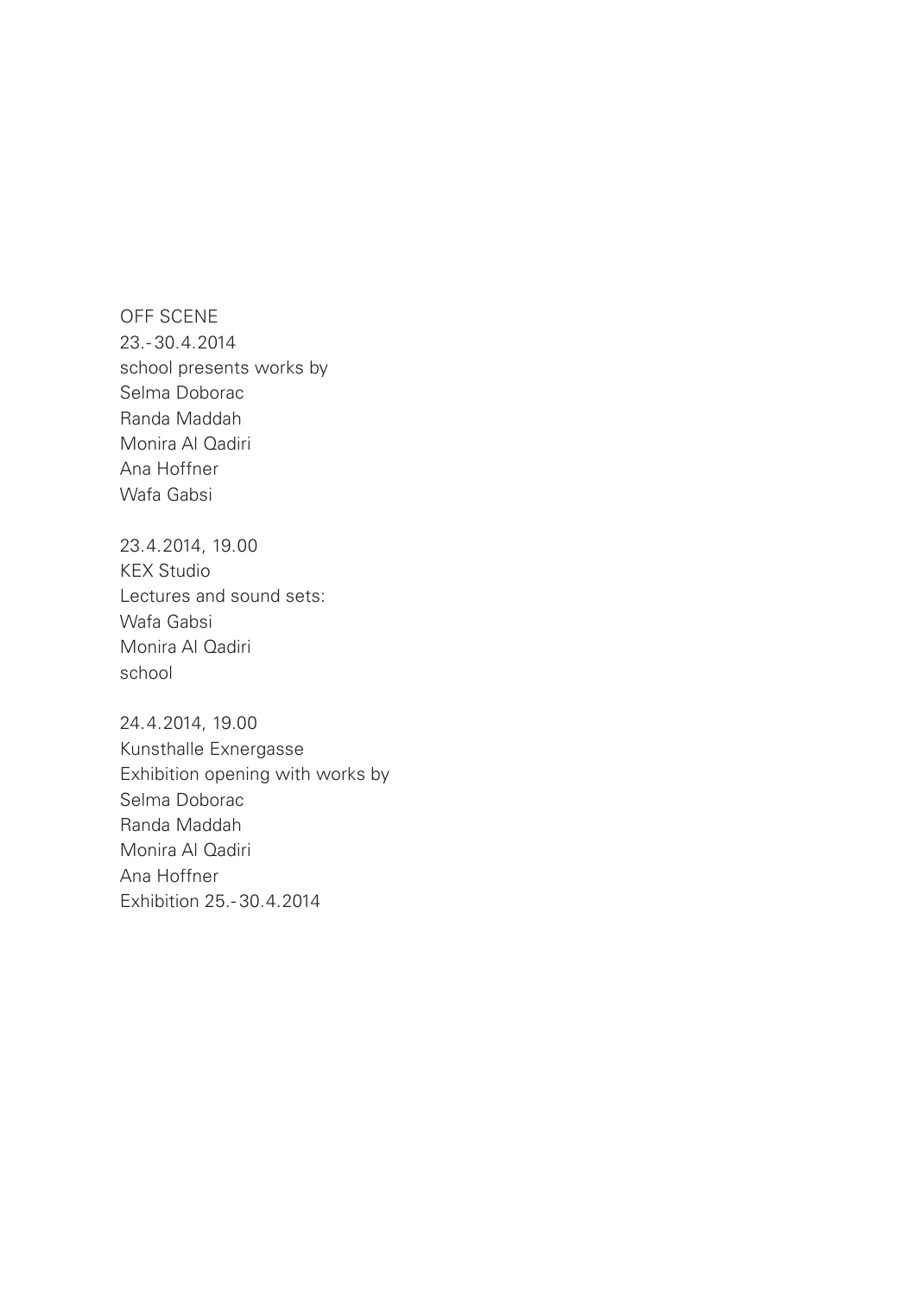OFF SCENE
23.-30.4.2014
school presents works by
Selma Doborac
Randa Maddah
Monira Al Qadiri
Ana Hoffner
Wafa Gabsi

23.4.2014, 19.00
KEX Studio
Lectures and sound sets:
Wafa Gabsi
Monira Al Qadiri
school

24.4.2014, 19.00
Kunsthalle Exnergasse
Exhibition opening with works by
Selma Doborac
Randa Maddah
Monira Al Qadiri
Ana Hoffner
Exhibition 25.-30.4.2014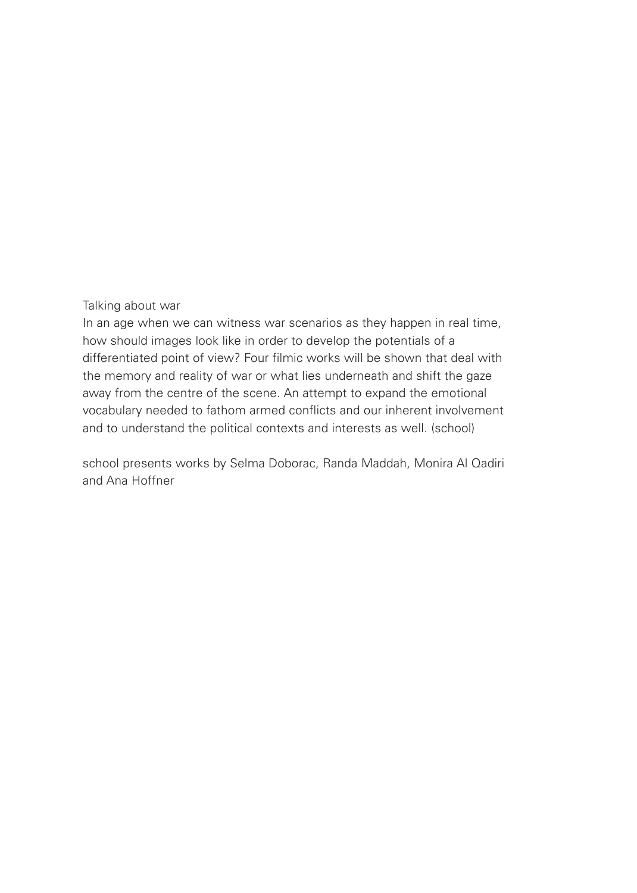Talking about war

In an age when we can witness war scenarios as they happen in real time, how should images look like in order to develop the potentials of a differentiated point of view? Four filmic works will be shown that deal with the memory and reality of war or what lies underneath and shift the gaze away from the centre of the scene. An attempt to expand the emotional vocabulary needed to fathom armed conflicts and our inherent involvement and to understand the political contexts and interests as well. (school)

school presents works by Selma Doborac, Randa Maddah, Monira Al Qadiri and Ana Hoffner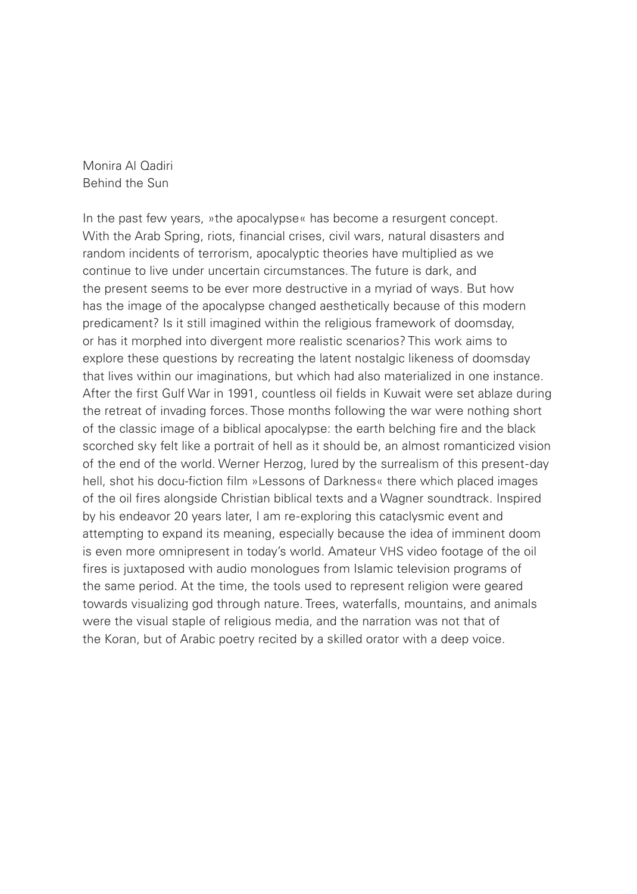Monira Al Qadiri  
Behind the Sun

In the past few years, »the apocalypse« has become a resurgent concept. With the Arab Spring, riots, financial crises, civil wars, natural disasters and random incidents of terrorism, apocalyptic theories have multiplied as we continue to live under uncertain circumstances. The future is dark, and the present seems to be ever more destructive in a myriad of ways. But how has the image of the apocalypse changed aesthetically because of this modern predicament? Is it still imagined within the religious framework of doomsday, or has it morphed into divergent more realistic scenarios? This work aims to explore these questions by recreating the latent nostalgic likeness of doomsday that lives within our imaginations, but which had also materialized in one instance. After the first Gulf War in 1991, countless oil fields in Kuwait were set ablaze during the retreat of invading forces. Those months following the war were nothing short of the classic image of a biblical apocalypse: the earth belching fire and the black scorched sky felt like a portrait of hell as it should be, an almost romanticized vision of the end of the world. Werner Herzog, lured by the surrealism of this present-day hell, shot his docu-fiction film »Lessons of Darkness« there which placed images of the oil fires alongside Christian biblical texts and a Wagner soundtrack. Inspired by his endeavor 20 years later, I am re-exploring this cataclysmic event and attempting to expand its meaning, especially because the idea of imminent doom is even more omnipresent in today's world. Amateur VHS video footage of the oil fires is juxtaposed with audio monologues from Islamic television programs of the same period. At the time, the tools used to represent religion were geared towards visualizing god through nature. Trees, waterfalls, mountains, and animals were the visual staple of religious media, and the narration was not that of the Koran, but of Arabic poetry recited by a skilled orator with a deep voice.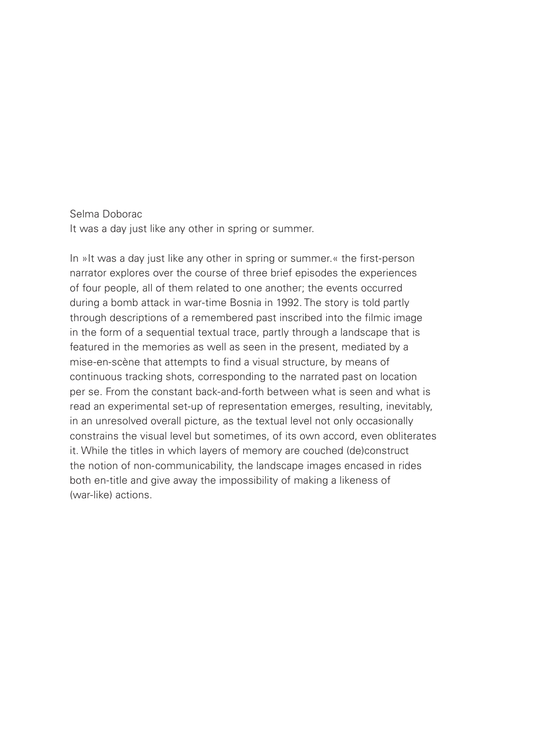Selma Doborac
It was a day just like any other in spring or summer.

In »It was a day just like any other in spring or summer.« the first-person narrator explores over the course of three brief episodes the experiences of four people, all of them related to one another; the events occurred during a bomb attack in war-time Bosnia in 1992. The story is told partly through descriptions of a remembered past inscribed into the filmic image in the form of a sequential textual trace, partly through a landscape that is featured in the memories as well as seen in the present, mediated by a mise-en-scène that attempts to find a visual structure, by means of continuous tracking shots, corresponding to the narrated past on location per se. From the constant back-and-forth between what is seen and what is read an experimental set-up of representation emerges, resulting, inevitably, in an unresolved overall picture, as the textual level not only occasionally constrains the visual level but sometimes, of its own accord, even obliterates it. While the titles in which layers of memory are couched (de)construct the notion of non-communicability, the landscape images encased in rides both en-title and give away the impossibility of making a likeness of (war-like) actions.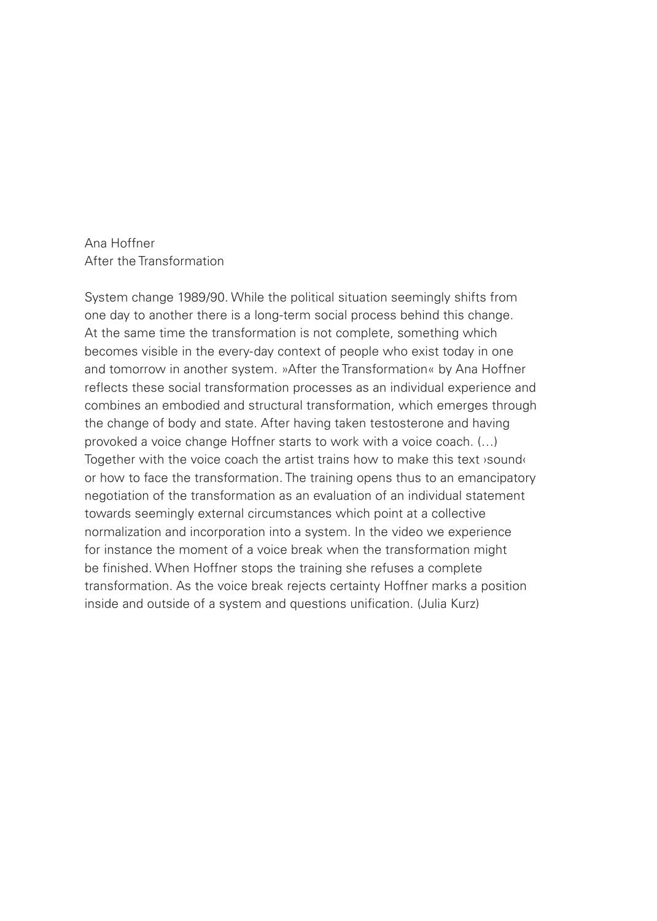Ana Hoffner
After the Transformation

System change 1989/90. While the political situation seemingly shifts from one day to another there is a long-term social process behind this change. At the same time the transformation is not complete, something which becomes visible in the every-day context of people who exist today in one and tomorrow in another system. »After the Transformation« by Ana Hoffner reflects these social transformation processes as an individual experience and combines an embodied and structural transformation, which emerges through the change of body and state. After having taken testosterone and having provoked a voice change Hoffner starts to work with a voice coach. (…) Together with the voice coach the artist trains how to make this text ›sound‹ or how to face the transformation. The training opens thus to an emancipatory negotiation of the transformation as an evaluation of an individual statement towards seemingly external circumstances which point at a collective normalization and incorporation into a system. In the video we experience for instance the moment of a voice break when the transformation might be finished. When Hoffner stops the training she refuses a complete transformation. As the voice break rejects certainty Hoffner marks a position inside and outside of a system and questions unification. (Julia Kurz)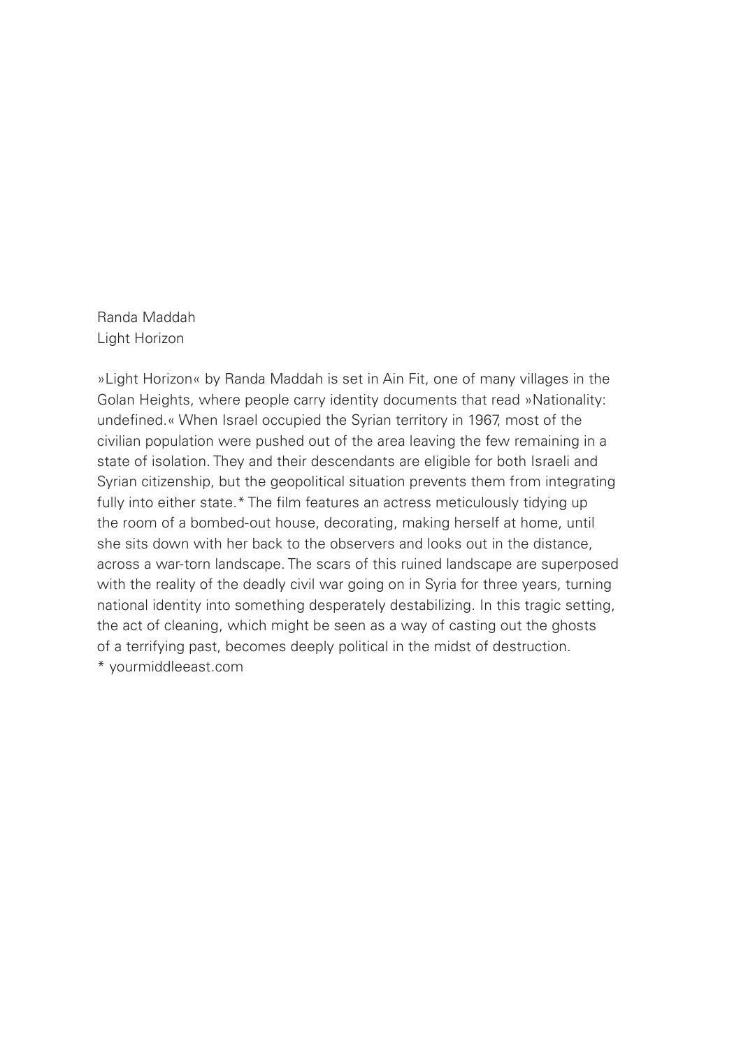Randa Maddah
Light Horizon

»Light Horizon« by Randa Maddah is set in Ain Fit, one of many villages in the Golan Heights, where people carry identity documents that read »Nationality: undefined.« When Israel occupied the Syrian territory in 1967, most of the civilian population were pushed out of the area leaving the few remaining in a state of isolation. They and their descendants are eligible for both Israeli and Syrian citizenship, but the geopolitical situation prevents them from integrating fully into either state.* The film features an actress meticulously tidying up the room of a bombed-out house, decorating, making herself at home, until she sits down with her back to the observers and looks out in the distance, across a war-torn landscape. The scars of this ruined landscape are superposed with the reality of the deadly civil war going on in Syria for three years, turning national identity into something desperately destabilizing. In this tragic setting, the act of cleaning, which might be seen as a way of casting out the ghosts of a terrifying past, becomes deeply political in the midst of destruction.

* yourmiddleeast.com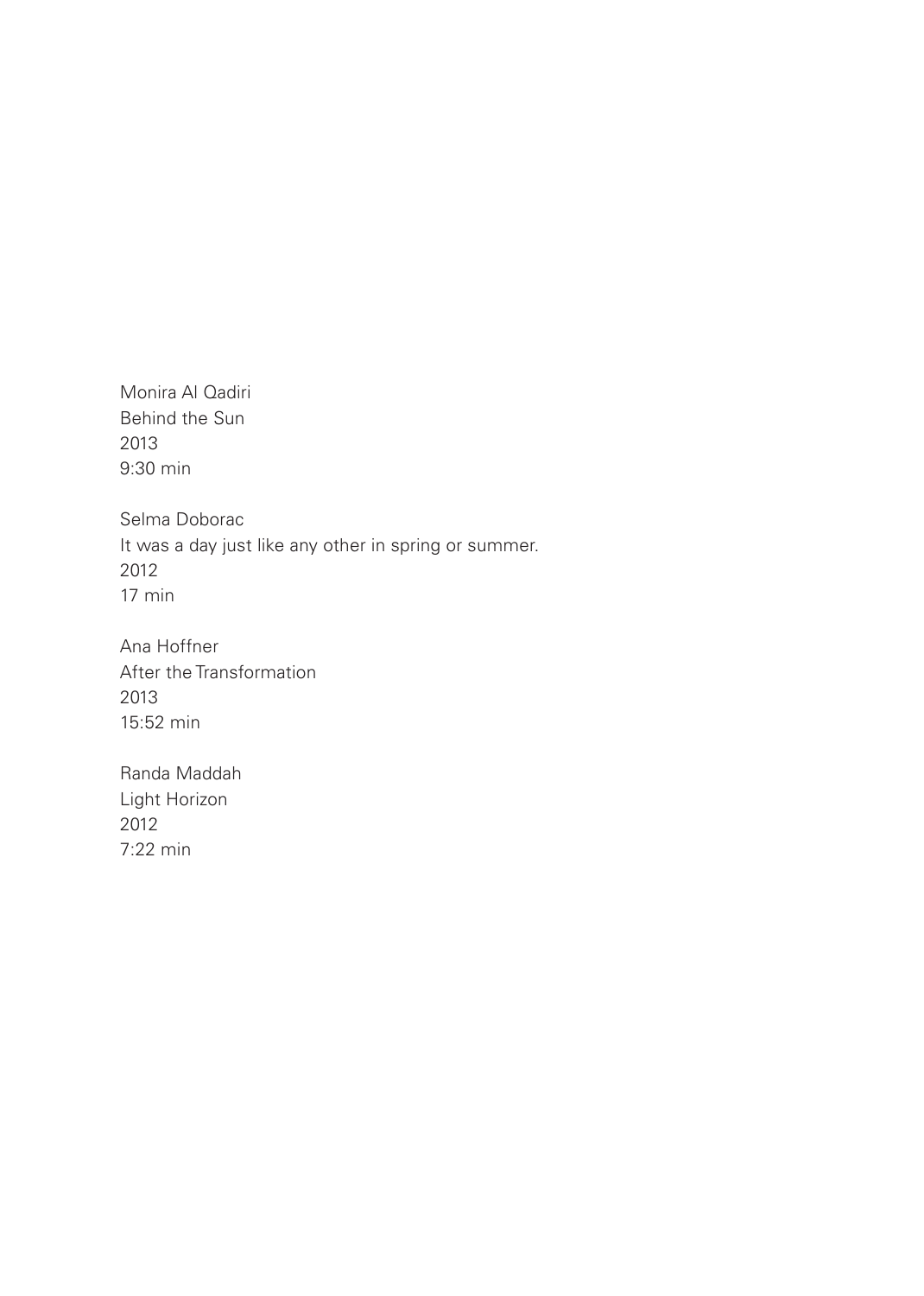Monira Al Qadiri
Behind the Sun
2013
9:30 min

Selma Doborac
It was a day just like any other in spring or summer.
2012
17 min

Ana Hoffner
After the Transformation
2013
15:52 min

Randa Maddah
Light Horizon
2012
7:22 min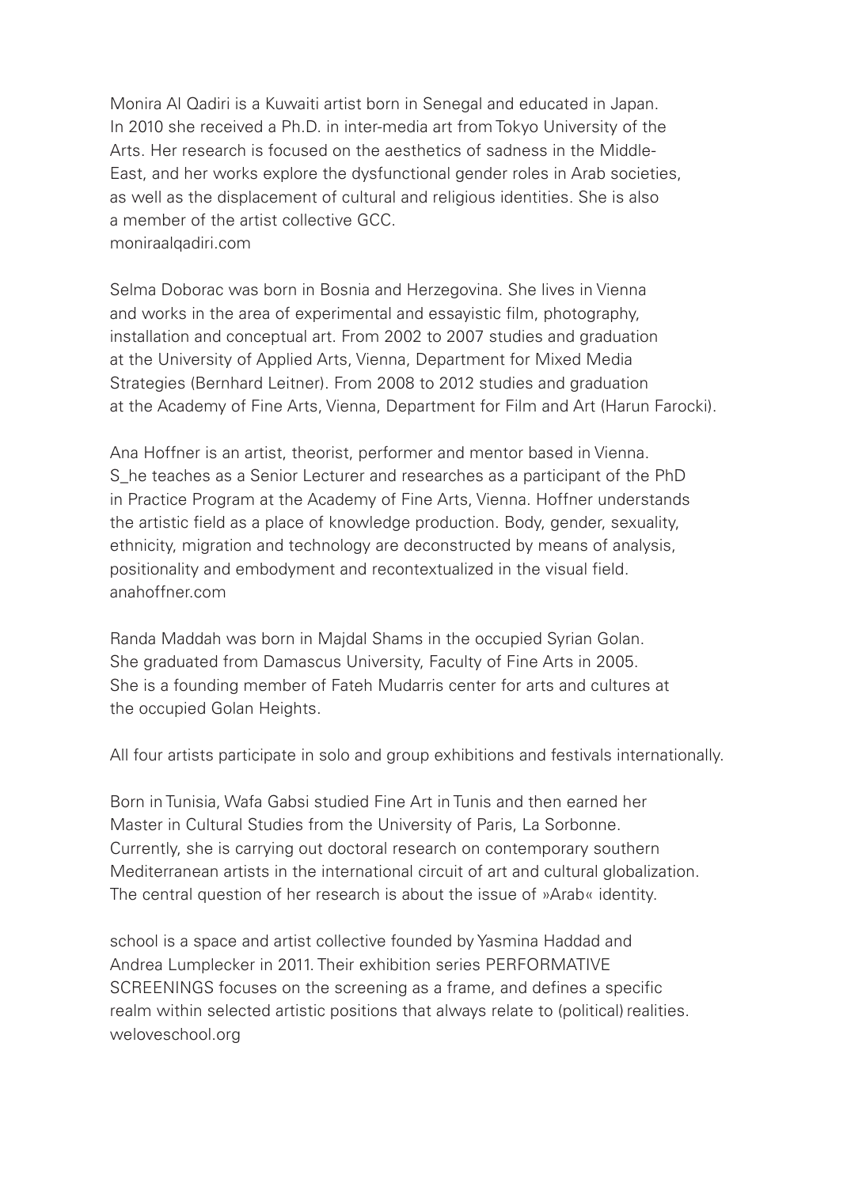Monira Al Qadiri is a Kuwaiti artist born in Senegal and educated in Japan. In 2010 she received a Ph.D. in inter-media art from Tokyo University of the Arts. Her research is focused on the aesthetics of sadness in the Middle-East, and her works explore the dysfunctional gender roles in Arab societies, as well as the displacement of cultural and religious identities. She is also a member of the artist collective GCC.
moniraalqadiri.com

Selma Doborac was born in Bosnia and Herzegovina. She lives in Vienna and works in the area of experimental and essayistic film, photography, installation and conceptual art. From 2002 to 2007 studies and graduation at the University of Applied Arts, Vienna, Department for Mixed Media Strategies (Bernhard Leitner). From 2008 to 2012 studies and graduation at the Academy of Fine Arts, Vienna, Department for Film and Art (Harun Farocki).

Ana Hoffner is an artist, theorist, performer and mentor based in Vienna. S_he teaches as a Senior Lecturer and researches as a participant of the PhD in Practice Program at the Academy of Fine Arts, Vienna. Hoffner understands the artistic field as a place of knowledge production. Body, gender, sexuality, ethnicity, migration and technology are deconstructed by means of analysis, positionality and embodyment and recontextualized in the visual field.
anahoffner.com

Randa Maddah was born in Majdal Shams in the occupied Syrian Golan. She graduated from Damascus University, Faculty of Fine Arts in 2005. She is a founding member of Fateh Mudarris center for arts and cultures at the occupied Golan Heights.

All four artists participate in solo and group exhibitions and festivals internationally.

Born in Tunisia, Wafa Gabsi studied Fine Art in Tunis and then earned her Master in Cultural Studies from the University of Paris, La Sorbonne. Currently, she is carrying out doctoral research on contemporary southern Mediterranean artists in the international circuit of art and cultural globalization. The central question of her research is about the issue of »Arab« identity.

school is a space and artist collective founded by Yasmina Haddad and Andrea Lumplecker in 2011. Their exhibition series PERFORMATIVE SCREENINGS focuses on the screening as a frame, and defines a specific realm within selected artistic positions that always relate to (political) realities.
weloveschool.org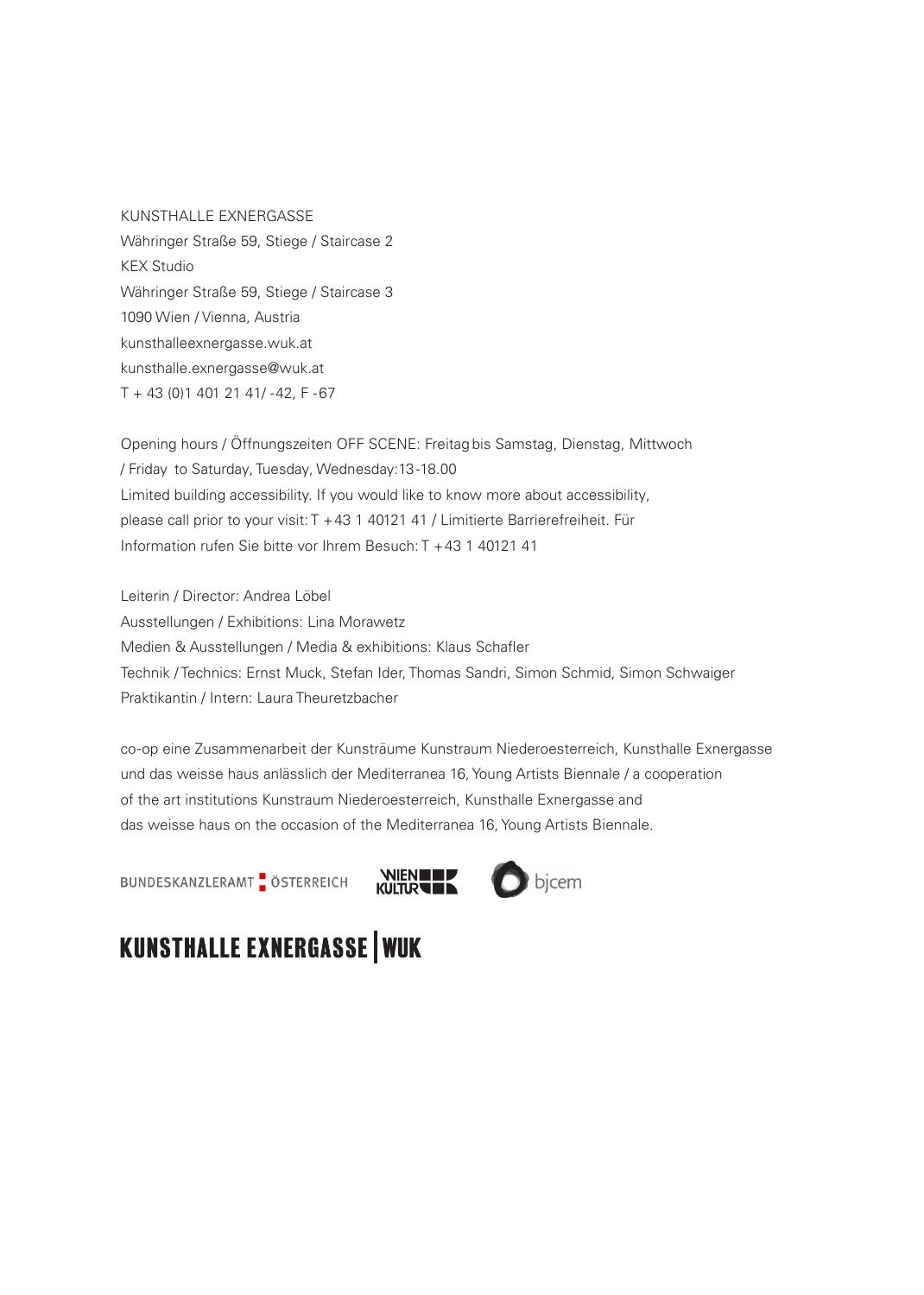KUNSTHALLE EXNERGASSE
Währinger Straße 59, Stiege / Staircase 2
KEX Studio
Währinger Straße 59, Stiege / Staircase 3
1090 Wien / Vienna, Austria
kunsthalleexnergasse.wuk.at
kunsthalle.exnergasse@wuk.at
T + 43 (0)1 401 21 41/ -42, F -67

Opening hours / Öffnungszeiten OFF SCENE: Freitag bis Samstag, Dienstag, Mittwoch / Friday to Saturday, Tuesday, Wednesday: 13-18.00
Limited building accessibility. If you would like to know more about accessibility, please call prior to your visit: T +43 1 40121 41 / Limitierte Barrierefreiheit. Für Information rufen Sie bitte vor Ihrem Besuch: T +43 1 40121 41

Leiterin / Director: Andrea Löbel
Ausstellungen / Exhibitions: Lina Morawetz
Medien & Ausstellungen / Media & exhibitions: Klaus Schafler
Technik / Technics: Ernst Muck, Stefan Ider, Thomas Sandri, Simon Schmid, Simon Schwaiger
Praktikantin / Intern: Laura Theuretzbacher

co-op eine Zusammenarbeit der Kunsträume Kunstraum Niederoesterreich, Kunsthalle Exnergasse und das weisse haus anlässlich der Mediterranea 16, Young Artists Biennale / a cooperation of the art institutions Kunstraum Niederoesterreich, Kunsthalle Exnergasse and das weisse haus on the occasion of the Mediterranea 16, Young Artists Biennale.

BUNDESKANZLERAMT ÖSTERREICH WIEN KULTUR bjcem

KUNSTHALLE EXNERGASSE | WUK